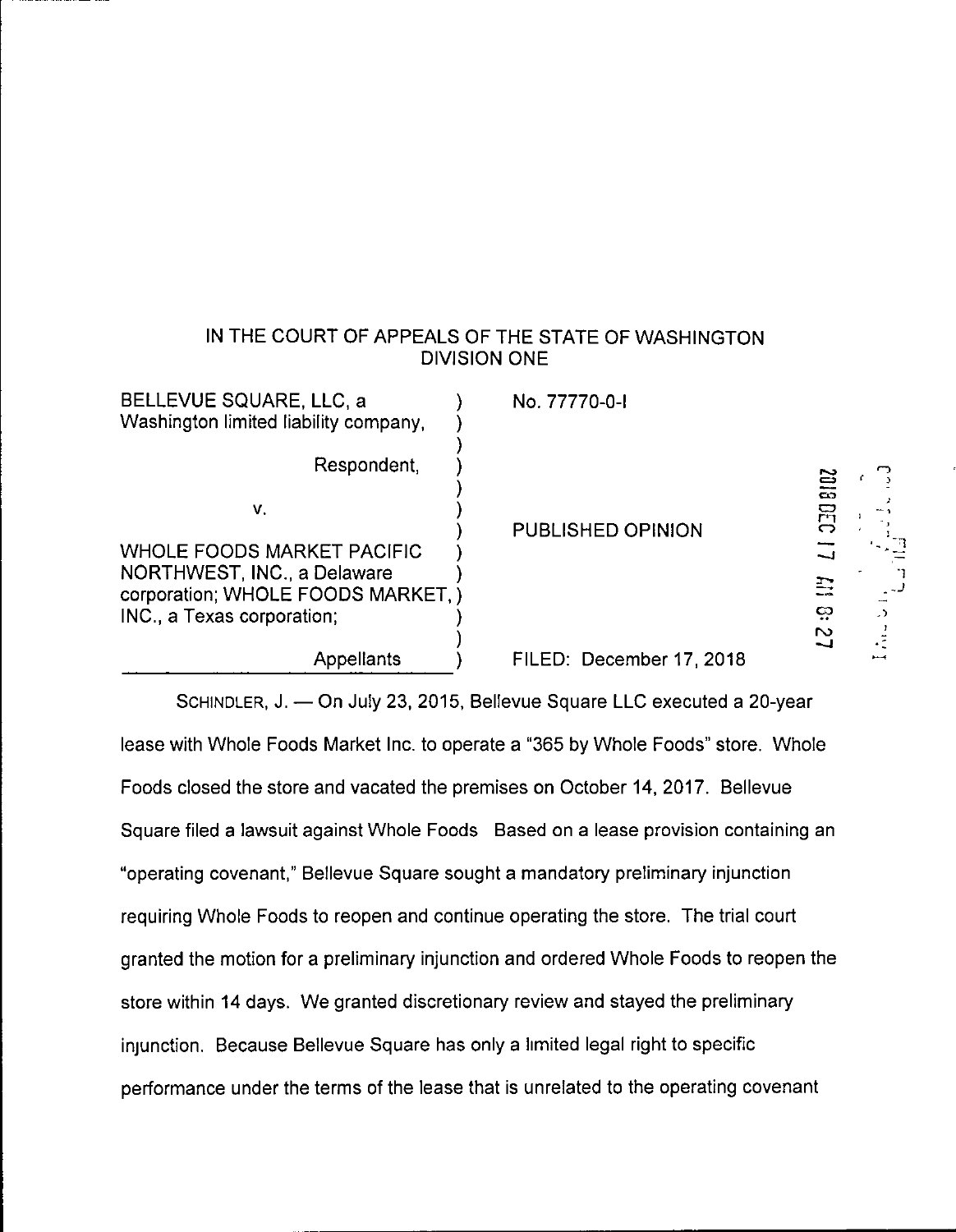IN THE COURT OF APPEALS OF THE STATE OF WASHINGTON
DIVISION ONE

| | |
|---|---|
| BELLEVUE SQUARE, LLC, a Washington limited liability company,<br><br>Respondent,<br><br>v.<br><br>WHOLE FOODS MARKET PACIFIC NORTHWEST, INC., a Delaware corporation; WHOLE FOODS MARKET, INC., a Texas corporation;<br><br>Appellants | No. 77770-0-I<br><br>PUBLISHED OPINION<br><br>FILED: December 17, 2018 |

SCHINDLER, J. — On July 23, 2015, Bellevue Square LLC executed a 20-year lease with Whole Foods Market Inc. to operate a "365 by Whole Foods" store. Whole Foods closed the store and vacated the premises on October 14, 2017. Bellevue Square filed a lawsuit against Whole Foods Based on a lease provision containing an "operating covenant," Bellevue Square sought a mandatory preliminary injunction requiring Whole Foods to reopen and continue operating the store. The trial court granted the motion for a preliminary injunction and ordered Whole Foods to reopen the store within 14 days. We granted discretionary review and stayed the preliminary injunction. Because Bellevue Square has only a limited legal right to specific performance under the terms of the lease that is unrelated to the operating covenant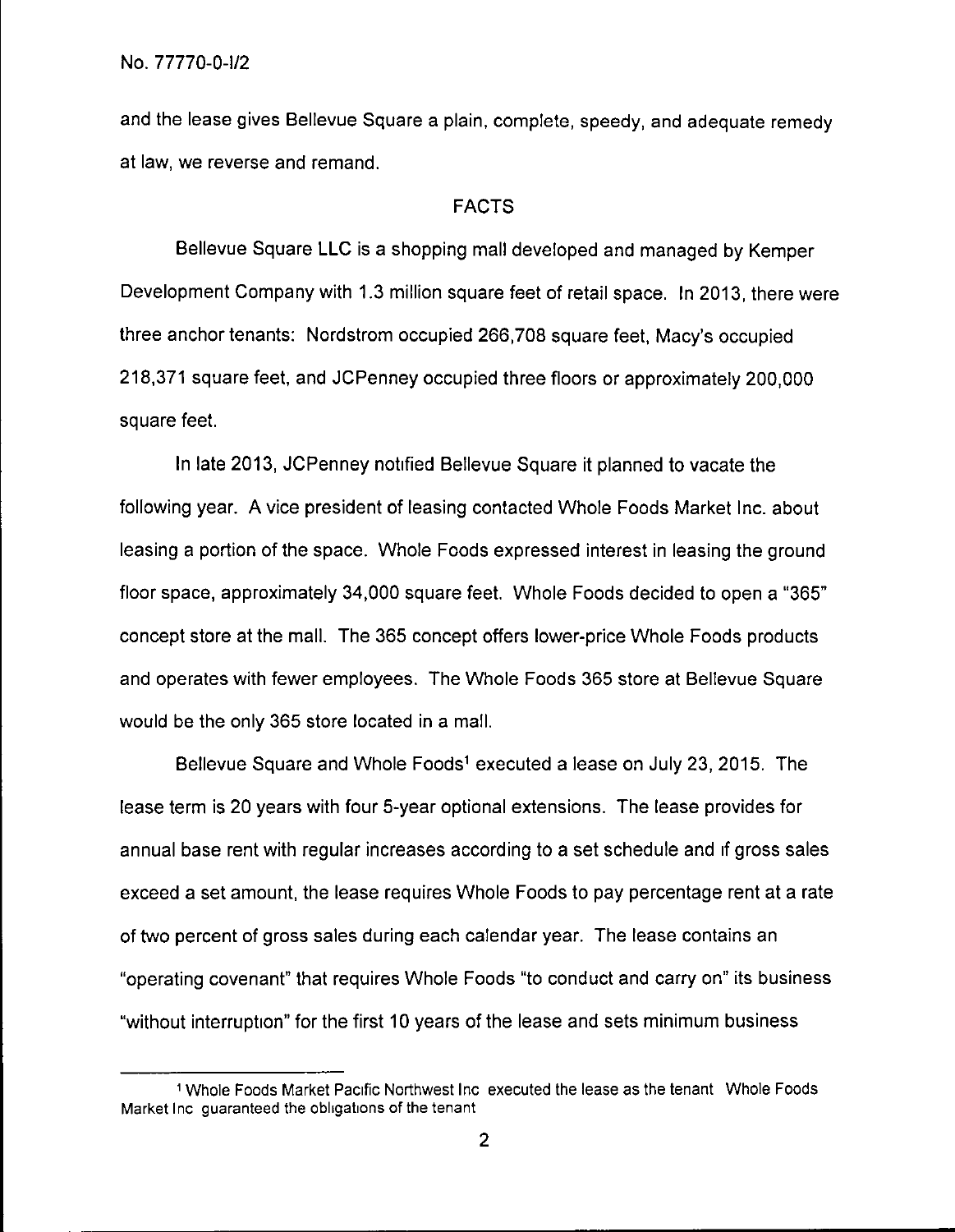and the lease gives Bellevue Square a plain, complete, speedy, and adequate remedy at law, we reverse and remand.

## FACTS

Bellevue Square LLC is a shopping mall developed and managed by Kemper Development Company with 1.3 million square feet of retail space. In 2013, there were three anchor tenants: Nordstrom occupied 266,708 square feet, Macy's occupied 218,371 square feet, and JCPenney occupied three floors or approximately 200,000 square feet.

In late 2013, JCPenney notified Bellevue Square it planned to vacate the following year. A vice president of leasing contacted Whole Foods Market Inc. about leasing a portion of the space. Whole Foods expressed interest in leasing the ground floor space, approximately 34,000 square feet. Whole Foods decided to open a "365" concept store at the mall. The 365 concept offers lower-price Whole Foods products and operates with fewer employees. The Whole Foods 365 store at Bellevue Square would be the only 365 store located in a mall.

Bellevue Square and Whole Foods[1] executed a lease on July 23, 2015. The lease term is 20 years with four 5-year optional extensions. The lease provides for annual base rent with regular increases according to a set schedule and if gross sales exceed a set amount, the lease requires Whole Foods to pay percentage rent at a rate of two percent of gross sales during each calendar year. The lease contains an "operating covenant" that requires Whole Foods "to conduct and carry on" its business "without interruption" for the first 10 years of the lease and sets minimum business

---

[1] Whole Foods Market Pacific Northwest Inc executed the lease as the tenant Whole Foods Market Inc guaranteed the obligations of the tenant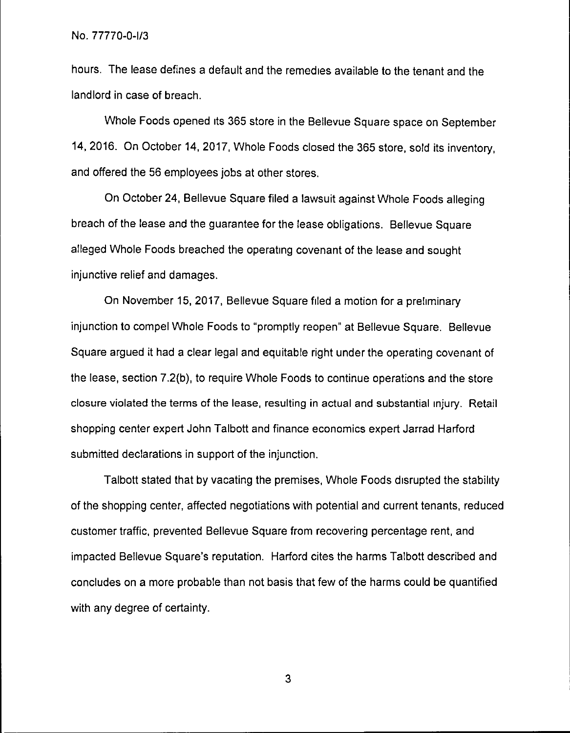hours. The lease defines a default and the remedies available to the tenant and the landlord in case of breach.

Whole Foods opened its 365 store in the Bellevue Square space on September 14, 2016. On October 14, 2017, Whole Foods closed the 365 store, sold its inventory, and offered the 56 employees jobs at other stores.

On October 24, Bellevue Square filed a lawsuit against Whole Foods alleging breach of the lease and the guarantee for the lease obligations. Bellevue Square alleged Whole Foods breached the operating covenant of the lease and sought injunctive relief and damages.

On November 15, 2017, Bellevue Square filed a motion for a preliminary injunction to compel Whole Foods to "promptly reopen" at Bellevue Square. Bellevue Square argued it had a clear legal and equitable right under the operating covenant of the lease, section 7.2(b), to require Whole Foods to continue operations and the store closure violated the terms of the lease, resulting in actual and substantial injury. Retail shopping center expert John Talbott and finance economics expert Jarrad Harford submitted declarations in support of the injunction.

Talbott stated that by vacating the premises, Whole Foods disrupted the stability of the shopping center, affected negotiations with potential and current tenants, reduced customer traffic, prevented Bellevue Square from recovering percentage rent, and impacted Bellevue Square's reputation. Harford cites the harms Talbott described and concludes on a more probable than not basis that few of the harms could be quantified with any degree of certainty.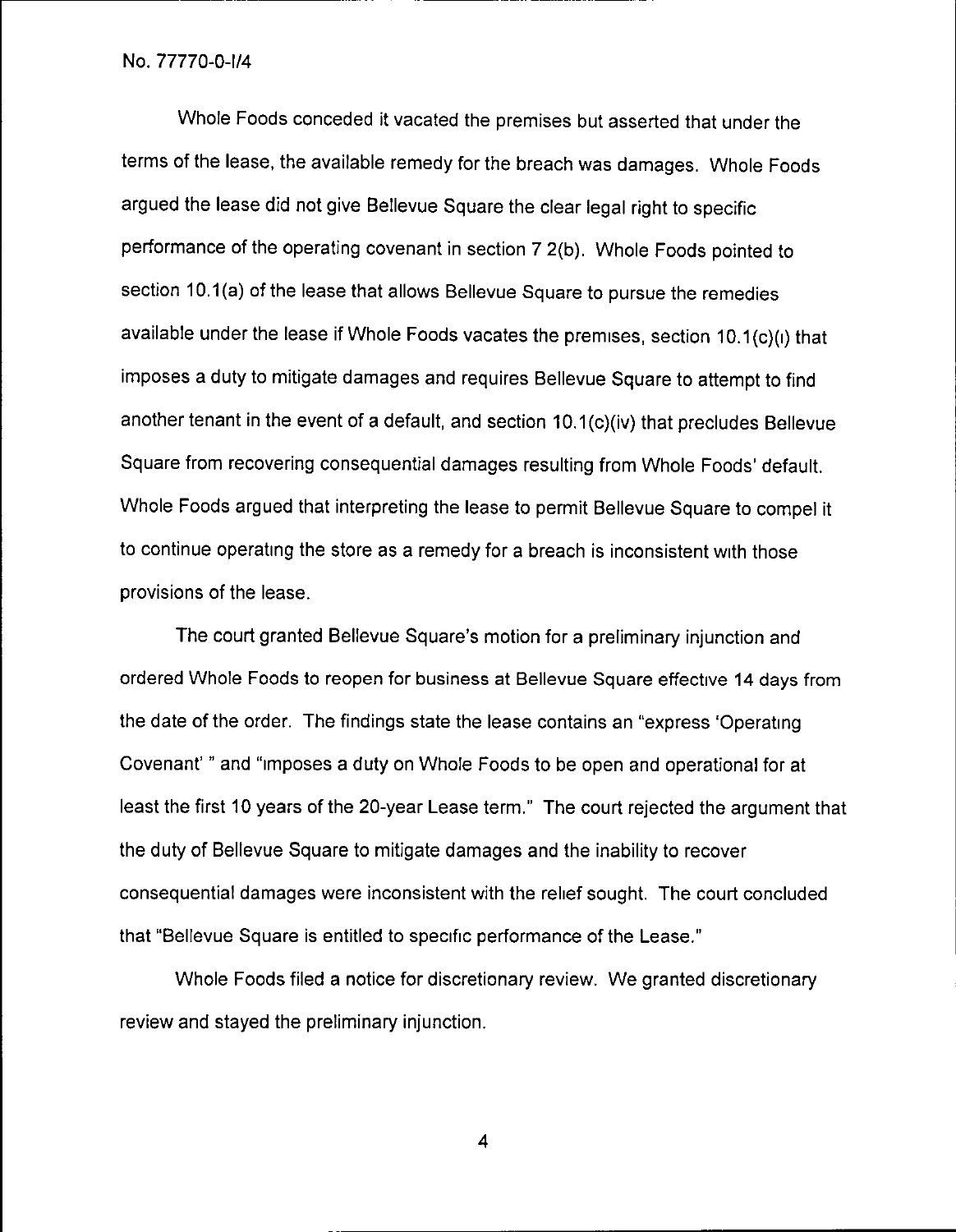Whole Foods conceded it vacated the premises but asserted that under the terms of the lease, the available remedy for the breach was damages. Whole Foods argued the lease did not give Bellevue Square the clear legal right to specific performance of the operating covenant in section 7 2(b). Whole Foods pointed to section 10.1(a) of the lease that allows Bellevue Square to pursue the remedies available under the lease if Whole Foods vacates the premises, section 10.1(c)(i) that imposes a duty to mitigate damages and requires Bellevue Square to attempt to find another tenant in the event of a default, and section 10.1(c)(iv) that precludes Bellevue Square from recovering consequential damages resulting from Whole Foods' default. Whole Foods argued that interpreting the lease to permit Bellevue Square to compel it to continue operating the store as a remedy for a breach is inconsistent with those provisions of the lease.

The court granted Bellevue Square's motion for a preliminary injunction and ordered Whole Foods to reopen for business at Bellevue Square effective 14 days from the date of the order. The findings state the lease contains an "express 'Operating Covenant' " and "imposes a duty on Whole Foods to be open and operational for at least the first 10 years of the 20-year Lease term." The court rejected the argument that the duty of Bellevue Square to mitigate damages and the inability to recover consequential damages were inconsistent with the relief sought. The court concluded that "Bellevue Square is entitled to specific performance of the Lease."

Whole Foods filed a notice for discretionary review. We granted discretionary review and stayed the preliminary injunction.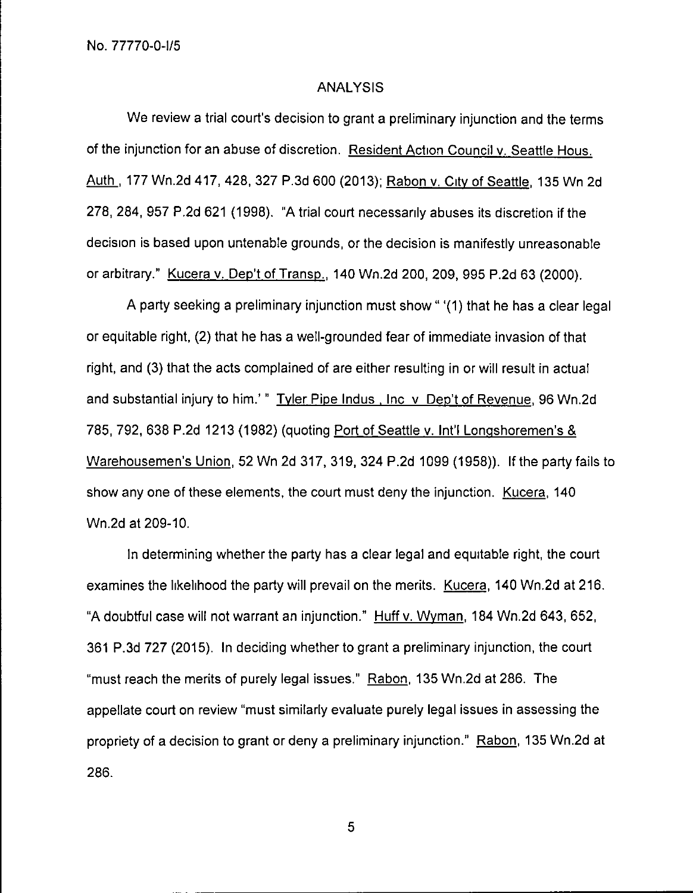## ANALYSIS

We review a trial court's decision to grant a preliminary injunction and the terms of the injunction for an abuse of discretion. Resident Action Council v. Seattle Hous. Auth., 177 Wn.2d 417, 428, 327 P.3d 600 (2013); Rabon v. City of Seattle, 135 Wn 2d 278, 284, 957 P.2d 621 (1998). "A trial court necessarily abuses its discretion if the decision is based upon untenable grounds, or the decision is manifestly unreasonable or arbitrary." Kucera v. Dep't of Transp., 140 Wn.2d 200, 209, 995 P.2d 63 (2000).

A party seeking a preliminary injunction must show " '(1) that he has a clear legal or equitable right, (2) that he has a well-grounded fear of immediate invasion of that right, and (3) that the acts complained of are either resulting in or will result in actual and substantial injury to him.' " Tyler Pipe Indus., Inc. v. Dep't of Revenue, 96 Wn.2d 785, 792, 638 P.2d 1213 (1982) (quoting Port of Seattle v. Int'l Longshoremen's & Warehousemen's Union, 52 Wn 2d 317, 319, 324 P.2d 1099 (1958)). If the party fails to show any one of these elements, the court must deny the injunction. Kucera, 140 Wn.2d at 209-10.

In determining whether the party has a clear legal and equitable right, the court examines the likelihood the party will prevail on the merits. Kucera, 140 Wn.2d at 216. "A doubtful case will not warrant an injunction." Huff v. Wyman, 184 Wn.2d 643, 652, 361 P.3d 727 (2015). In deciding whether to grant a preliminary injunction, the court "must reach the merits of purely legal issues." Rabon, 135 Wn.2d at 286. The appellate court on review "must similarly evaluate purely legal issues in assessing the propriety of a decision to grant or deny a preliminary injunction." Rabon, 135 Wn.2d at 286.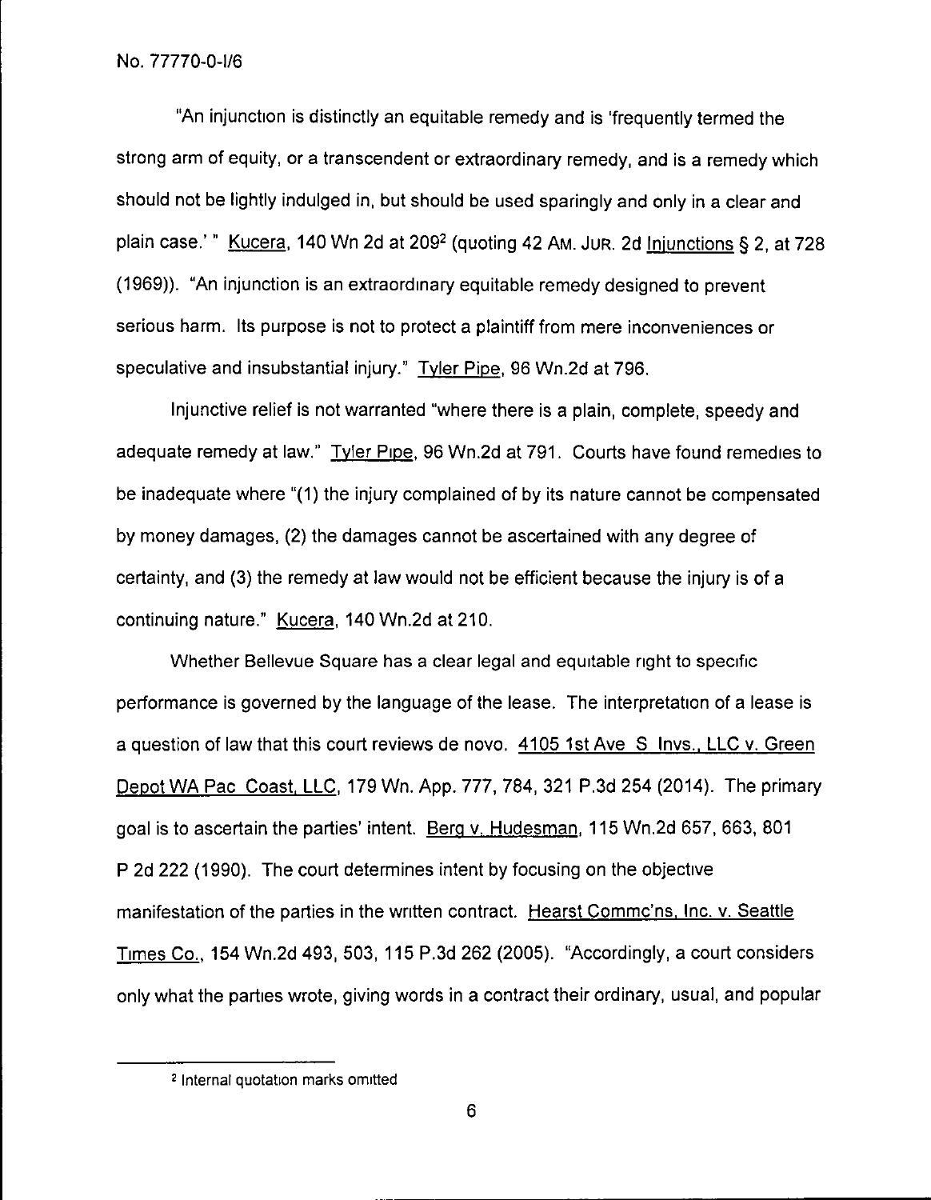"An injunction is distinctly an equitable remedy and is 'frequently termed the strong arm of equity, or a transcendent or extraordinary remedy, and is a remedy which should not be lightly indulged in, but should be used sparingly and only in a clear and plain case.' " Kucera, 140 Wn 2d at 209[2] (quoting 42 AM. JUR. 2d Injunctions § 2, at 728 (1969)). "An injunction is an extraordinary equitable remedy designed to prevent serious harm. Its purpose is not to protect a plaintiff from mere inconveniences or speculative and insubstantial injury." Tyler Pipe, 96 Wn.2d at 796.

Injunctive relief is not warranted "where there is a plain, complete, speedy and adequate remedy at law." Tyler Pipe, 96 Wn.2d at 791. Courts have found remedies to be inadequate where "(1) the injury complained of by its nature cannot be compensated by money damages, (2) the damages cannot be ascertained with any degree of certainty, and (3) the remedy at law would not be efficient because the injury is of a continuing nature." Kucera, 140 Wn.2d at 210.

Whether Bellevue Square has a clear legal and equitable right to specific performance is governed by the language of the lease. The interpretation of a lease is a question of law that this court reviews de novo. 4105 1st Ave S Invs., LLC v. Green Depot WA Pac Coast, LLC, 179 Wn. App. 777, 784, 321 P.3d 254 (2014). The primary goal is to ascertain the parties' intent. Berg v. Hudesman, 115 Wn.2d 657, 663, 801 P 2d 222 (1990). The court determines intent by focusing on the objective manifestation of the parties in the written contract. Hearst Commc'ns, Inc. v. Seattle Times Co., 154 Wn.2d 493, 503, 115 P.3d 262 (2005). "Accordingly, a court considers only what the parties wrote, giving words in a contract their ordinary, usual, and popular

[2] Internal quotation marks omitted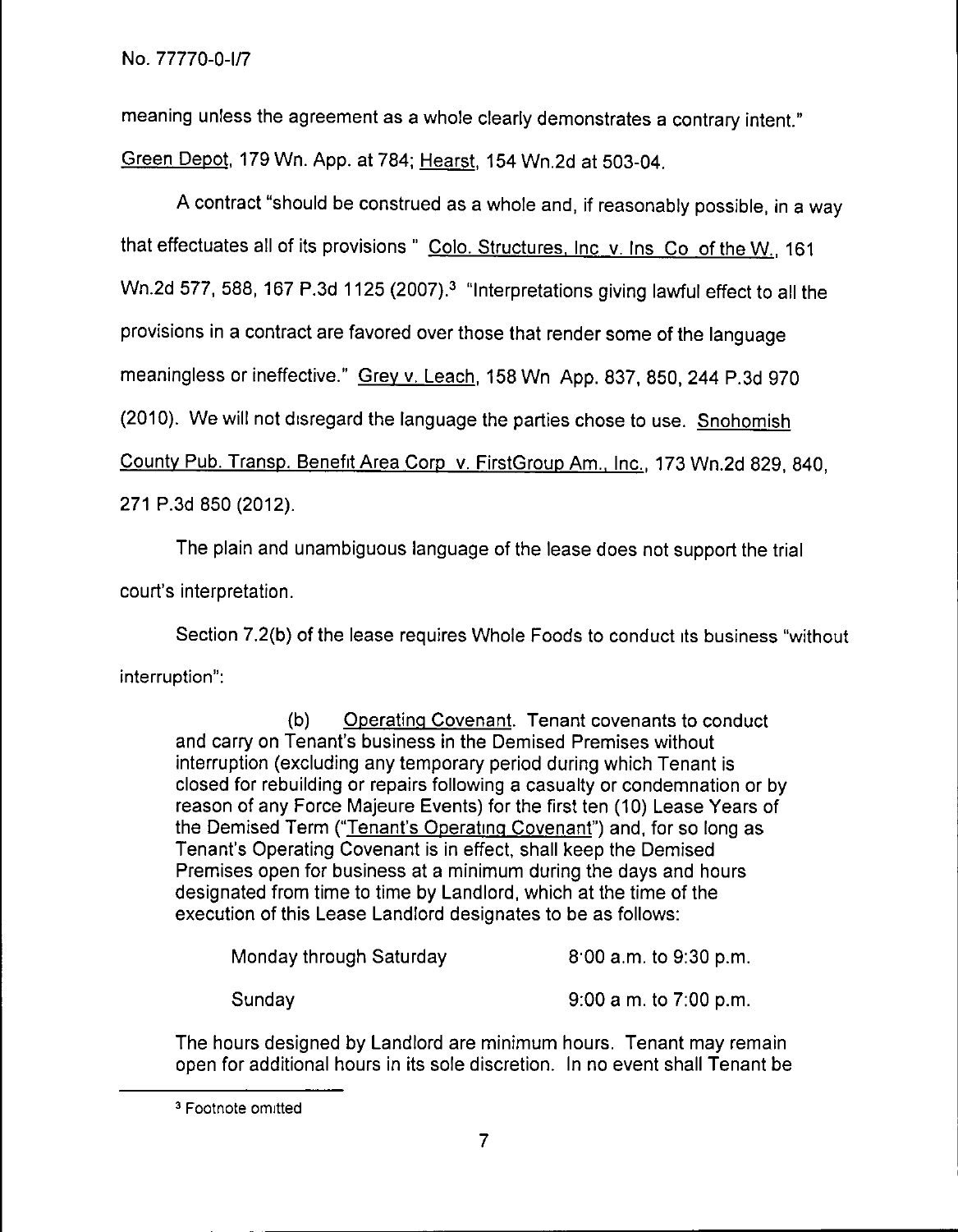meaning unless the agreement as a whole clearly demonstrates a contrary intent." Green Depot, 179 Wn. App. at 784; Hearst, 154 Wn.2d at 503-04.

A contract "should be construed as a whole and, if reasonably possible, in a way that effectuates all of its provisions " Colo. Structures, Inc v. Ins Co of the W., 161 Wn.2d 577, 588, 167 P.3d 1125 (2007).[3] "Interpretations giving lawful effect to all the provisions in a contract are favored over those that render some of the language meaningless or ineffective." Grey v. Leach, 158 Wn App. 837, 850, 244 P.3d 970 (2010). We will not disregard the language the parties chose to use. Snohomish County Pub. Transp. Benefit Area Corp v. FirstGroup Am., Inc., 173 Wn.2d 829, 840, 271 P.3d 850 (2012).

The plain and unambiguous language of the lease does not support the trial court's interpretation.

Section 7.2(b) of the lease requires Whole Foods to conduct its business "without interruption":

> (b) Operating Covenant. Tenant covenants to conduct and carry on Tenant's business in the Demised Premises without interruption (excluding any temporary period during which Tenant is closed for rebuilding or repairs following a casualty or condemnation or by reason of any Force Majeure Events) for the first ten (10) Lease Years of the Demised Term ("Tenant's Operating Covenant") and, for so long as Tenant's Operating Covenant is in effect, shall keep the Demised Premises open for business at a minimum during the days and hours designated from time to time by Landlord, which at the time of the execution of this Lease Landlord designates to be as follows:
>
> | | |
> |---|---|
> | Monday through Saturday | 8:00 a.m. to 9:30 p.m. |
> | Sunday | 9:00 a m. to 7:00 p.m. |
>
> The hours designed by Landlord are minimum hours. Tenant may remain open for additional hours in its sole discretion. In no event shall Tenant be

[3] Footnote omitted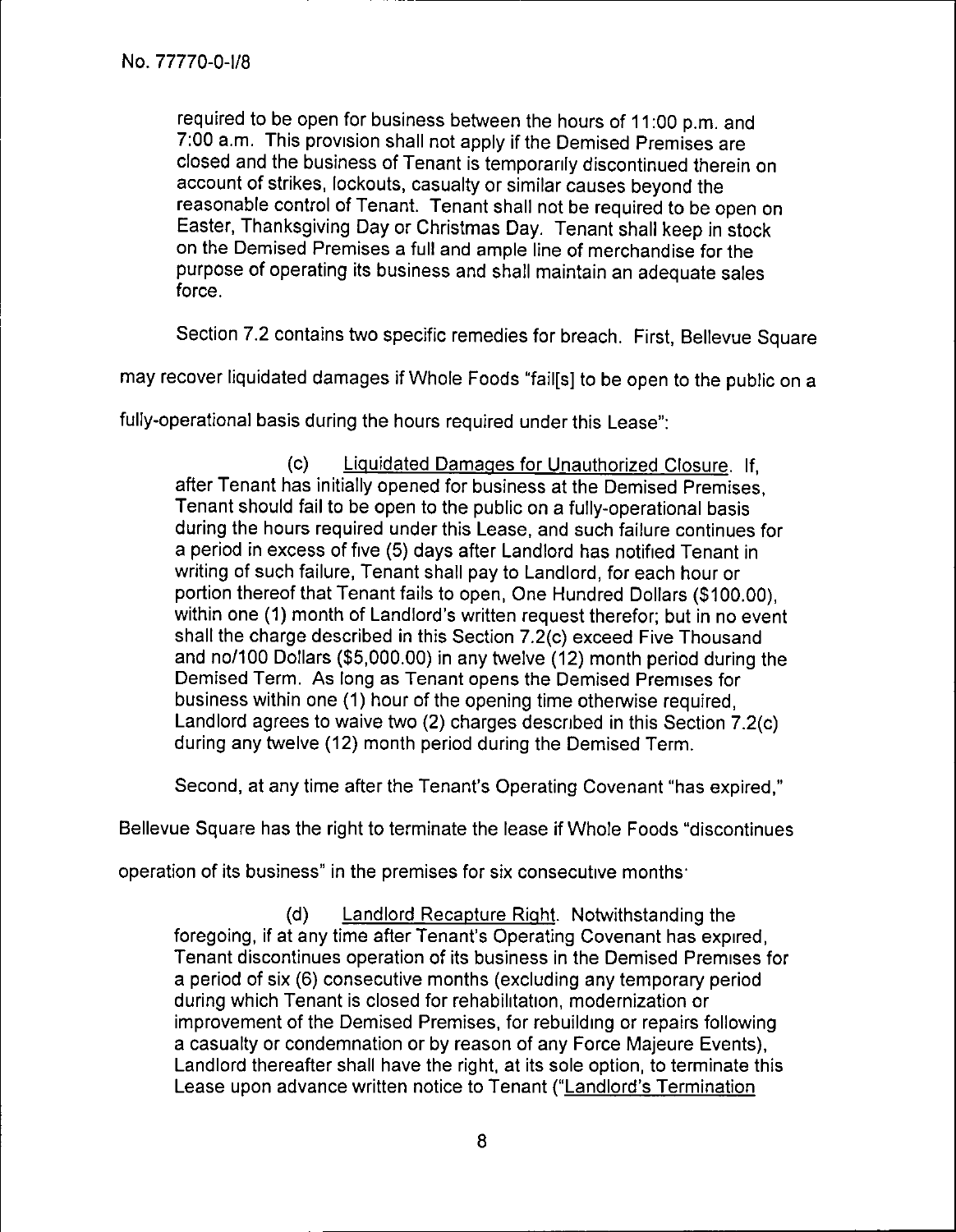No. 77770-0-I/8

> required to be open for business between the hours of 11:00 p.m. and 7:00 a.m. This provision shall not apply if the Demised Premises are closed and the business of Tenant is temporarily discontinued therein on account of strikes, lockouts, casualty or similar causes beyond the reasonable control of Tenant. Tenant shall not be required to be open on Easter, Thanksgiving Day or Christmas Day. Tenant shall keep in stock on the Demised Premises a full and ample line of merchandise for the purpose of operating its business and shall maintain an adequate sales force.

Section 7.2 contains two specific remedies for breach. First, Bellevue Square may recover liquidated damages if Whole Foods "fail[s] to be open to the public on a fully-operational basis during the hours required under this Lease":

> (c) Liquidated Damages for Unauthorized Closure. If, after Tenant has initially opened for business at the Demised Premises, Tenant should fail to be open to the public on a fully-operational basis during the hours required under this Lease, and such failure continues for a period in excess of five (5) days after Landlord has notified Tenant in writing of such failure, Tenant shall pay to Landlord, for each hour or portion thereof that Tenant fails to open, One Hundred Dollars ($100.00), within one (1) month of Landlord's written request therefor; but in no event shall the charge described in this Section 7.2(c) exceed Five Thousand and no/100 Dollars ($5,000.00) in any twelve (12) month period during the Demised Term. As long as Tenant opens the Demised Premises for business within one (1) hour of the opening time otherwise required, Landlord agrees to waive two (2) charges described in this Section 7.2(c) during any twelve (12) month period during the Demised Term.

Second, at any time after the Tenant's Operating Covenant "has expired," Bellevue Square has the right to terminate the lease if Whole Foods "discontinues operation of its business" in the premises for six consecutive months:

> (d) Landlord Recapture Right. Notwithstanding the foregoing, if at any time after Tenant's Operating Covenant has expired, Tenant discontinues operation of its business in the Demised Premises for a period of six (6) consecutive months (excluding any temporary period during which Tenant is closed for rehabilitation, modernization or improvement of the Demised Premises, for rebuilding or repairs following a casualty or condemnation or by reason of any Force Majeure Events), Landlord thereafter shall have the right, at its sole option, to terminate this Lease upon advance written notice to Tenant ("Landlord's Termination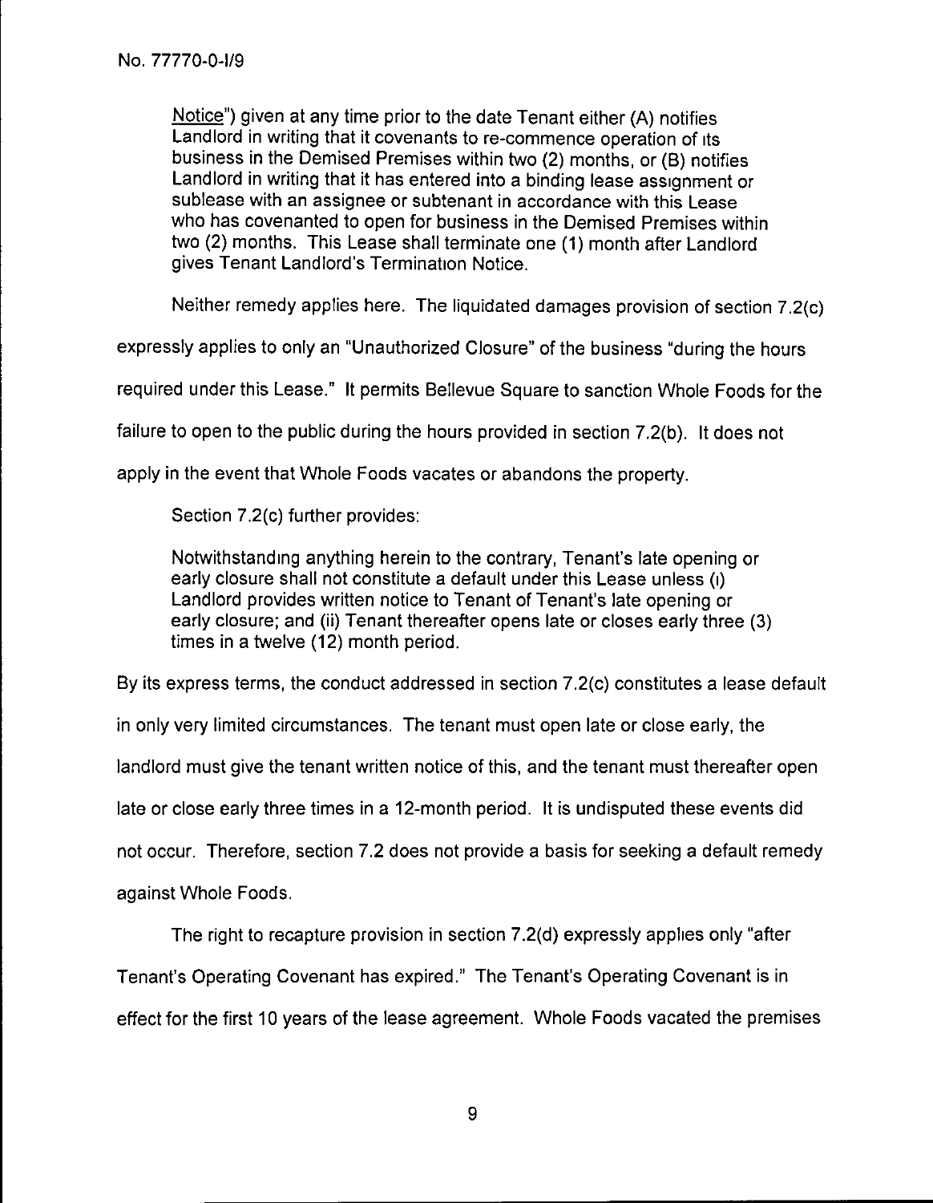No. 77770-0-I/9

> Notice") given at any time prior to the date Tenant either (A) notifies Landlord in writing that it covenants to re-commence operation of its business in the Demised Premises within two (2) months, or (B) notifies Landlord in writing that it has entered into a binding lease assignment or sublease with an assignee or subtenant in accordance with this Lease who has covenanted to open for business in the Demised Premises within two (2) months. This Lease shall terminate one (1) month after Landlord gives Tenant Landlord's Termination Notice.

Neither remedy applies here. The liquidated damages provision of section 7.2(c) expressly applies to only an "Unauthorized Closure" of the business "during the hours required under this Lease." It permits Bellevue Square to sanction Whole Foods for the failure to open to the public during the hours provided in section 7.2(b). It does not apply in the event that Whole Foods vacates or abandons the property.

Section 7.2(c) further provides:

> Notwithstanding anything herein to the contrary, Tenant's late opening or early closure shall not constitute a default under this Lease unless (i) Landlord provides written notice to Tenant of Tenant's late opening or early closure; and (ii) Tenant thereafter opens late or closes early three (3) times in a twelve (12) month period.

By its express terms, the conduct addressed in section 7.2(c) constitutes a lease default in only very limited circumstances. The tenant must open late or close early, the landlord must give the tenant written notice of this, and the tenant must thereafter open late or close early three times in a 12-month period. It is undisputed these events did not occur. Therefore, section 7.2 does not provide a basis for seeking a default remedy against Whole Foods.

The right to recapture provision in section 7.2(d) expressly applies only "after Tenant's Operating Covenant has expired." The Tenant's Operating Covenant is in effect for the first 10 years of the lease agreement. Whole Foods vacated the premises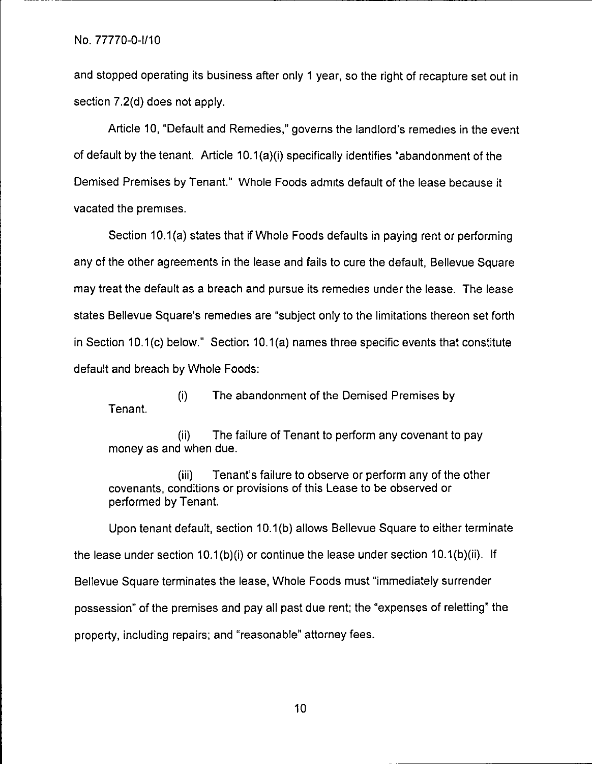and stopped operating its business after only 1 year, so the right of recapture set out in section 7.2(d) does not apply.

Article 10, "Default and Remedies," governs the landlord's remedies in the event of default by the tenant. Article 10.1(a)(i) specifically identifies "abandonment of the Demised Premises by Tenant." Whole Foods admits default of the lease because it vacated the premises.

Section 10.1(a) states that if Whole Foods defaults in paying rent or performing any of the other agreements in the lease and fails to cure the default, Bellevue Square may treat the default as a breach and pursue its remedies under the lease. The lease states Bellevue Square's remedies are "subject only to the limitations thereon set forth in Section 10.1(c) below." Section 10.1(a) names three specific events that constitute default and breach by Whole Foods:

> (i) The abandonment of the Demised Premises by Tenant.
>
> (ii) The failure of Tenant to perform any covenant to pay money as and when due.
>
> (iii) Tenant's failure to observe or perform any of the other covenants, conditions or provisions of this Lease to be observed or performed by Tenant.

Upon tenant default, section 10.1(b) allows Bellevue Square to either terminate the lease under section 10.1(b)(i) or continue the lease under section 10.1(b)(ii). If Bellevue Square terminates the lease, Whole Foods must "immediately surrender possession" of the premises and pay all past due rent; the "expenses of reletting" the property, including repairs; and "reasonable" attorney fees.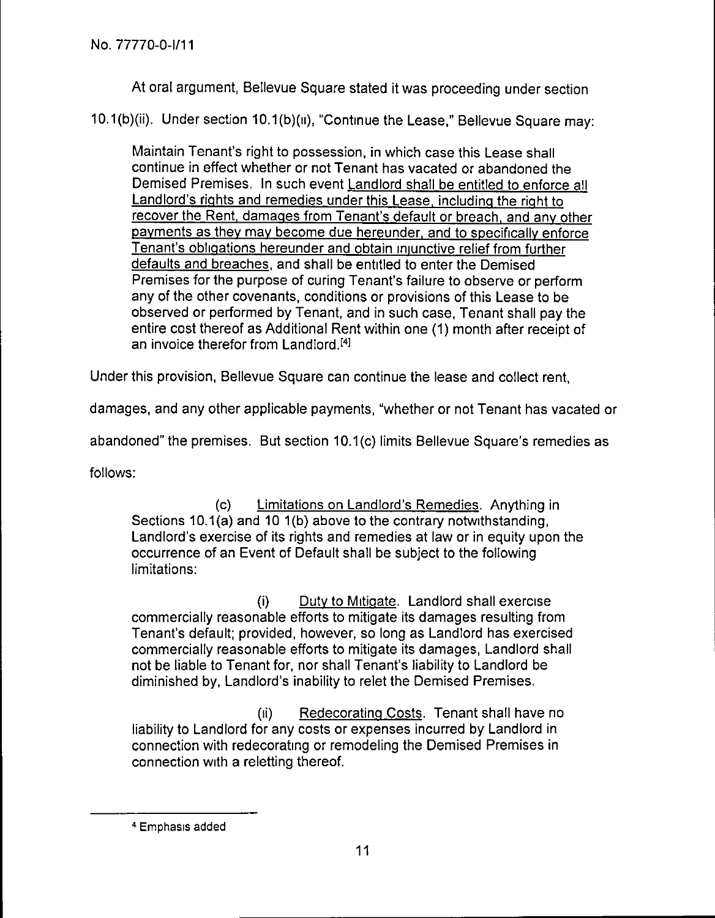At oral argument, Bellevue Square stated it was proceeding under section 10.1(b)(ii). Under section 10.1(b)(ii), "Continue the Lease," Bellevue Square may:

> Maintain Tenant's right to possession, in which case this Lease shall continue in effect whether or not Tenant has vacated or abandoned the Demised Premises. In such event <u>Landlord shall be entitled to enforce all Landlord's rights and remedies under this Lease, including the right to recover the Rent, damages from Tenant's default or breach, and any other payments as they may become due hereunder, and to specifically enforce Tenant's obligations hereunder and obtain injunctive relief from further defaults and breaches</u>, and shall be entitled to enter the Demised Premises for the purpose of curing Tenant's failure to observe or perform any of the other covenants, conditions or provisions of this Lease to be observed or performed by Tenant, and in such case, Tenant shall pay the entire cost thereof as Additional Rent within one (1) month after receipt of an invoice therefor from Landlord.[4]

Under this provision, Bellevue Square can continue the lease and collect rent, damages, and any other applicable payments, "whether or not Tenant has vacated or abandoned" the premises. But section 10.1(c) limits Bellevue Square's remedies as follows:

> (c) <u>Limitations on Landlord's Remedies</u>. Anything in Sections 10.1(a) and 10 1(b) above to the contrary notwithstanding, Landlord's exercise of its rights and remedies at law or in equity upon the occurrence of an Event of Default shall be subject to the following limitations:
>
> (i) <u>Duty to Mitigate</u>. Landlord shall exercise commercially reasonable efforts to mitigate its damages resulting from Tenant's default; provided, however, so long as Landlord has exercised commercially reasonable efforts to mitigate its damages, Landlord shall not be liable to Tenant for, nor shall Tenant's liability to Landlord be diminished by, Landlord's inability to relet the Demised Premises.
>
> (ii) <u>Redecorating Costs</u>. Tenant shall have no liability to Landlord for any costs or expenses incurred by Landlord in connection with redecorating or remodeling the Demised Premises in connection with a reletting thereof.

---

[4] Emphasis added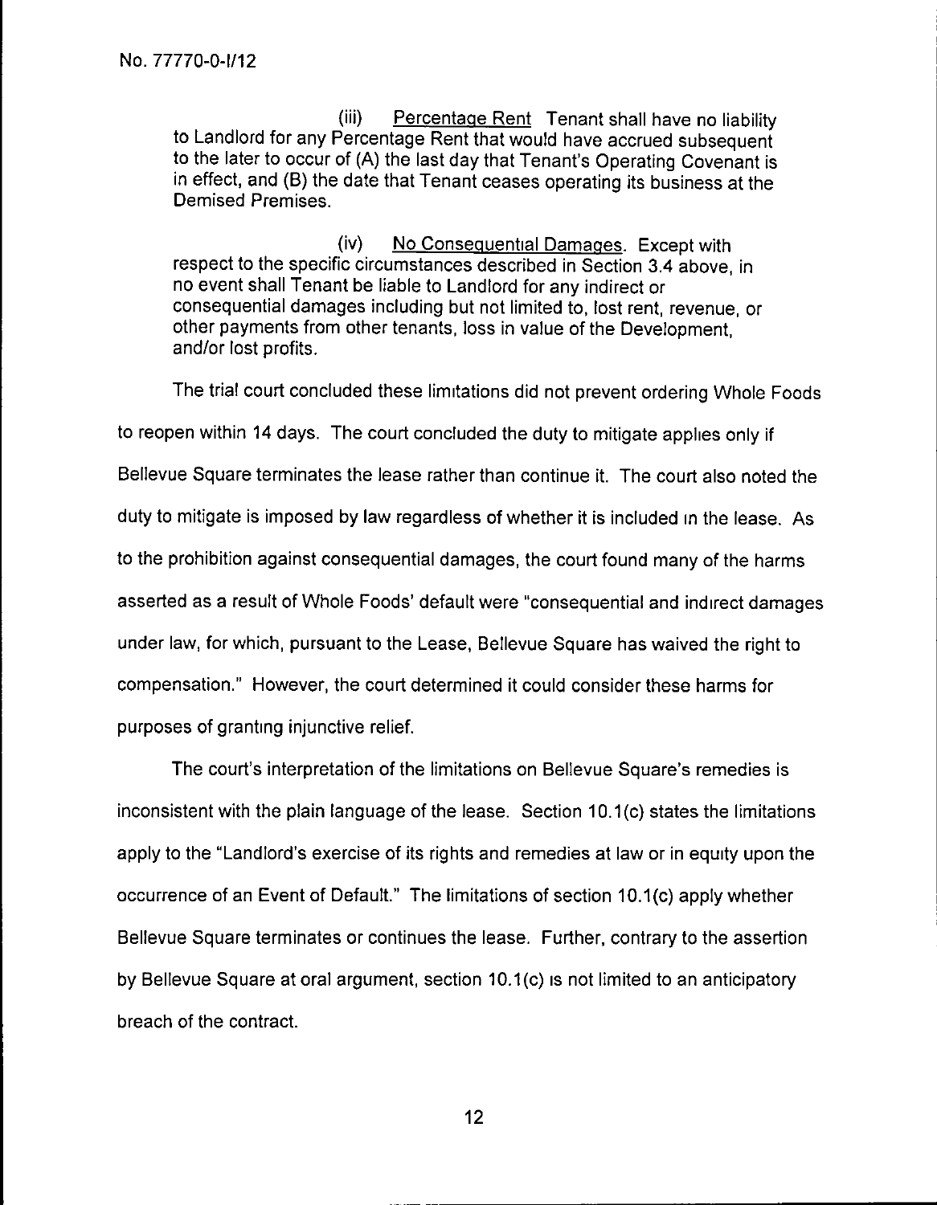(iii) Percentage Rent Tenant shall have no liability to Landlord for any Percentage Rent that would have accrued subsequent to the later to occur of (A) the last day that Tenant's Operating Covenant is in effect, and (B) the date that Tenant ceases operating its business at the Demised Premises.

(iv) No Consequential Damages. Except with respect to the specific circumstances described in Section 3.4 above, in no event shall Tenant be liable to Landlord for any indirect or consequential damages including but not limited to, lost rent, revenue, or other payments from other tenants, loss in value of the Development, and/or lost profits.

The trial court concluded these limitations did not prevent ordering Whole Foods to reopen within 14 days. The court concluded the duty to mitigate applies only if Bellevue Square terminates the lease rather than continue it. The court also noted the duty to mitigate is imposed by law regardless of whether it is included in the lease. As to the prohibition against consequential damages, the court found many of the harms asserted as a result of Whole Foods' default were "consequential and indirect damages under law, for which, pursuant to the Lease, Bellevue Square has waived the right to compensation." However, the court determined it could consider these harms for purposes of granting injunctive relief.

The court's interpretation of the limitations on Bellevue Square's remedies is inconsistent with the plain language of the lease. Section 10.1(c) states the limitations apply to the "Landlord's exercise of its rights and remedies at law or in equity upon the occurrence of an Event of Default." The limitations of section 10.1(c) apply whether Bellevue Square terminates or continues the lease. Further, contrary to the assertion by Bellevue Square at oral argument, section 10.1(c) is not limited to an anticipatory breach of the contract.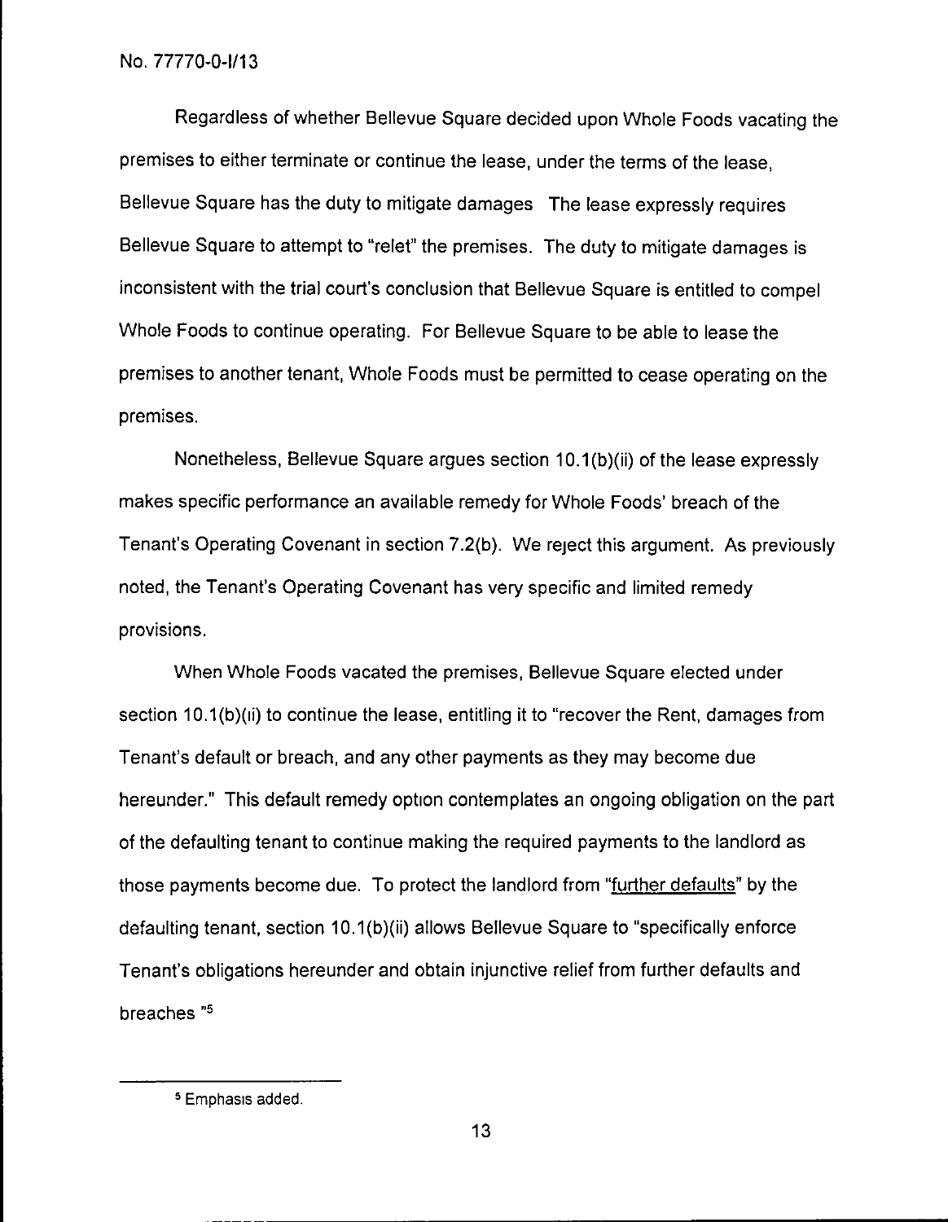Regardless of whether Bellevue Square decided upon Whole Foods vacating the premises to either terminate or continue the lease, under the terms of the lease, Bellevue Square has the duty to mitigate damages The lease expressly requires Bellevue Square to attempt to "relet" the premises. The duty to mitigate damages is inconsistent with the trial court's conclusion that Bellevue Square is entitled to compel Whole Foods to continue operating. For Bellevue Square to be able to lease the premises to another tenant, Whole Foods must be permitted to cease operating on the premises.

Nonetheless, Bellevue Square argues section 10.1(b)(ii) of the lease expressly makes specific performance an available remedy for Whole Foods' breach of the Tenant's Operating Covenant in section 7.2(b). We reject this argument. As previously noted, the Tenant's Operating Covenant has very specific and limited remedy provisions.

When Whole Foods vacated the premises, Bellevue Square elected under section 10.1(b)(ii) to continue the lease, entitling it to "recover the Rent, damages from Tenant's default or breach, and any other payments as they may become due hereunder." This default remedy option contemplates an ongoing obligation on the part of the defaulting tenant to continue making the required payments to the landlord as those payments become due. To protect the landlord from "<u>further defaults</u>" by the defaulting tenant, section 10.1(b)(ii) allows Bellevue Square to "specifically enforce Tenant's obligations hereunder and obtain injunctive relief from further defaults and breaches "[5]

---

[5] Emphasis added.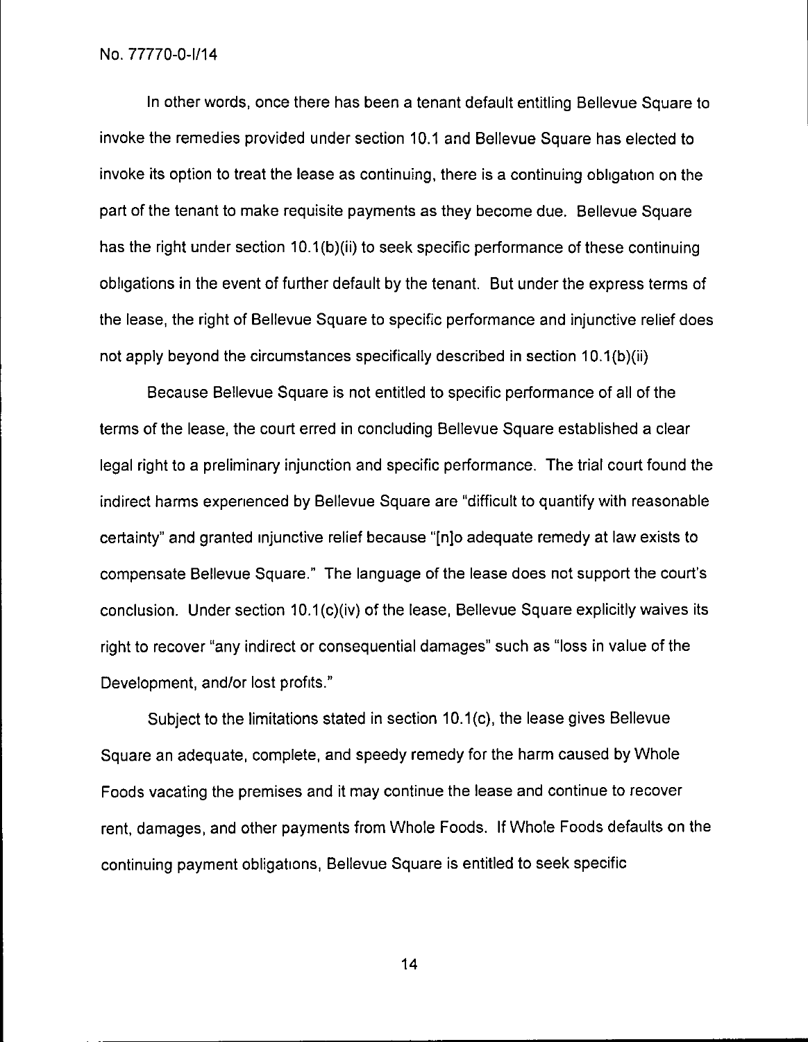In other words, once there has been a tenant default entitling Bellevue Square to invoke the remedies provided under section 10.1 and Bellevue Square has elected to invoke its option to treat the lease as continuing, there is a continuing obligation on the part of the tenant to make requisite payments as they become due. Bellevue Square has the right under section 10.1(b)(ii) to seek specific performance of these continuing obligations in the event of further default by the tenant. But under the express terms of the lease, the right of Bellevue Square to specific performance and injunctive relief does not apply beyond the circumstances specifically described in section 10.1(b)(ii)

Because Bellevue Square is not entitled to specific performance of all of the terms of the lease, the court erred in concluding Bellevue Square established a clear legal right to a preliminary injunction and specific performance. The trial court found the indirect harms experienced by Bellevue Square are "difficult to quantify with reasonable certainty" and granted injunctive relief because "[n]o adequate remedy at law exists to compensate Bellevue Square." The language of the lease does not support the court's conclusion. Under section 10.1(c)(iv) of the lease, Bellevue Square explicitly waives its right to recover "any indirect or consequential damages" such as "loss in value of the Development, and/or lost profits."

Subject to the limitations stated in section 10.1(c), the lease gives Bellevue Square an adequate, complete, and speedy remedy for the harm caused by Whole Foods vacating the premises and it may continue the lease and continue to recover rent, damages, and other payments from Whole Foods. If Whole Foods defaults on the continuing payment obligations, Bellevue Square is entitled to seek specific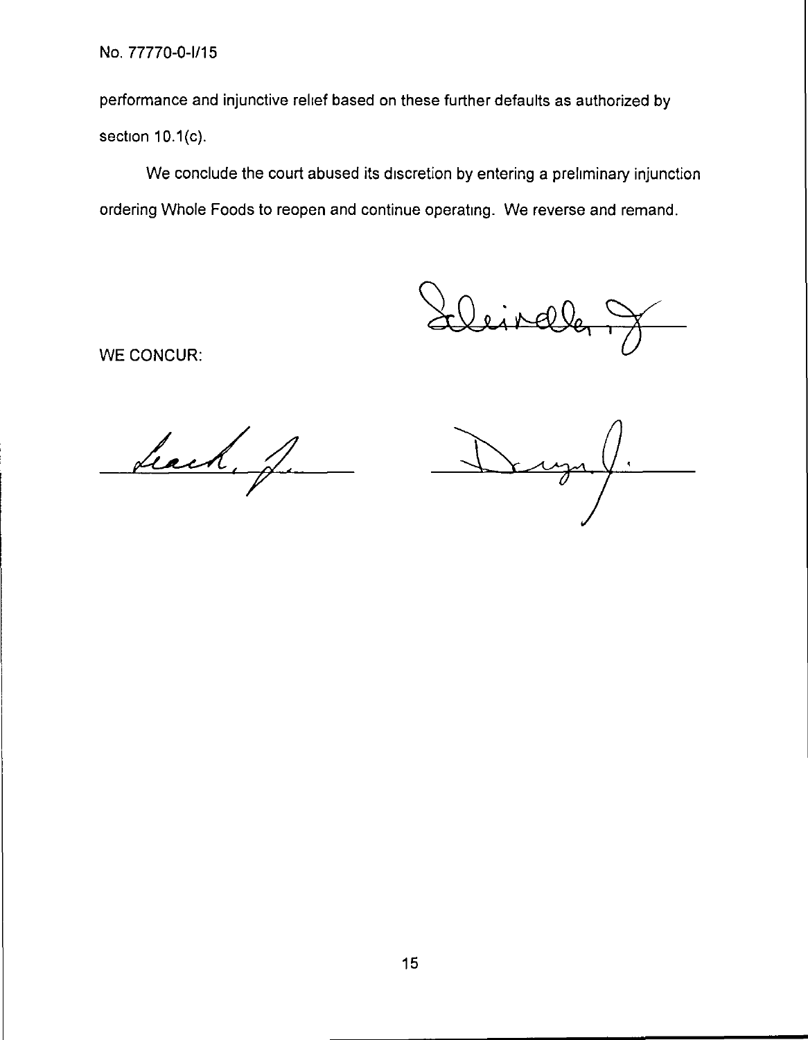performance and injunctive relief based on these further defaults as authorized by section 10.1(c).

We conclude the court abused its discretion by entering a preliminary injunction ordering Whole Foods to reopen and continue operating. We reverse and remand.

Schindler, J.

WE CONCUR:

Leach, J.    Dwyer, J.